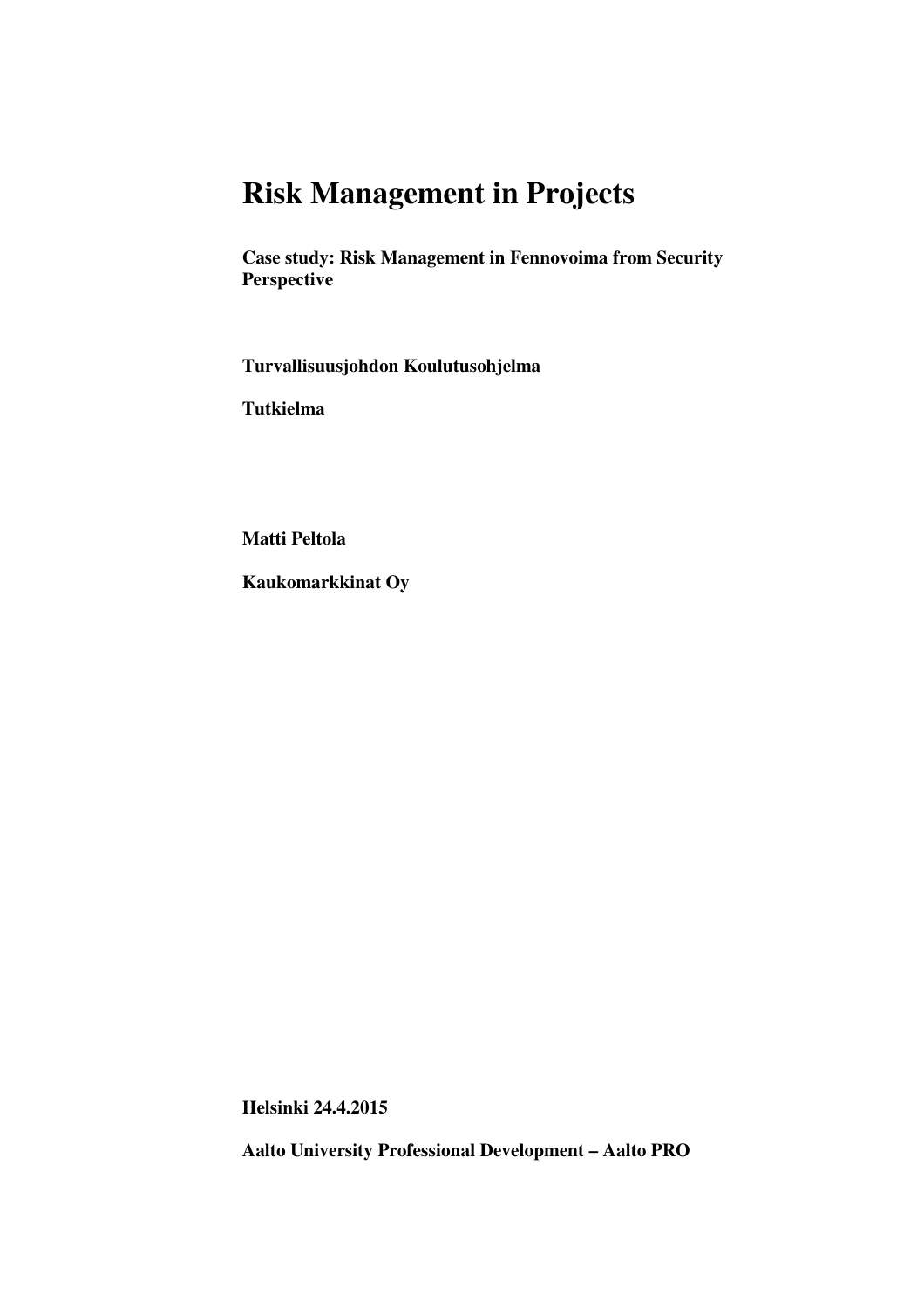# Risk Management in Projects

**Case study: Risk Management in Fennovoima from Security Perspective**

**Turvallisuusjohdon Koulutusohjelma**

**Tutkielma**

**Matti Peltola**

**Kaukomarkkinat Oy**

**Helsinki 24.4.2015**

**Aalto University Professional Development – Aalto PRO**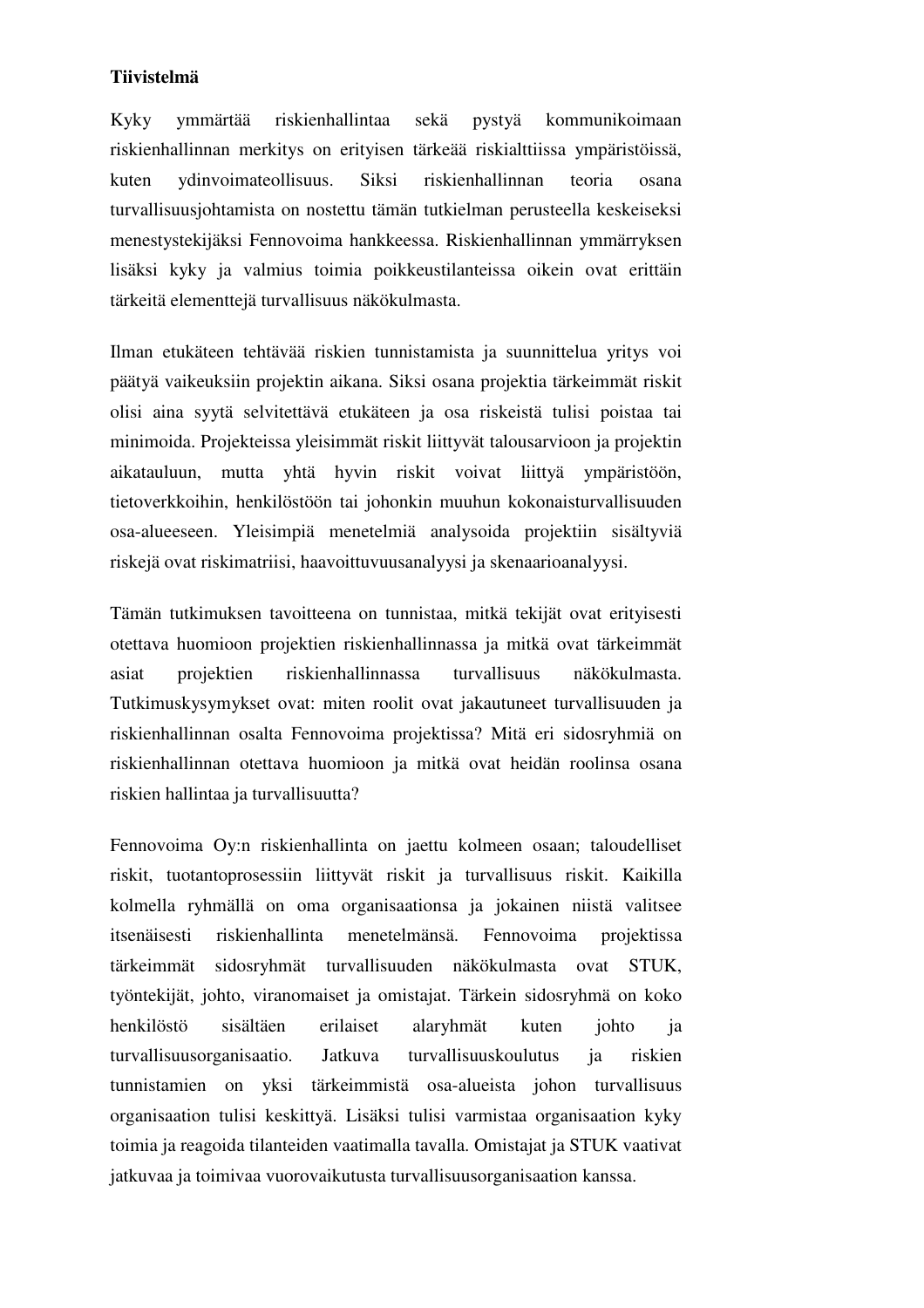**Tiivistelmä**

Kyky ymmärtää riskienhallintaa sekä pystyä kommunikoimaan riskienhallinnan merkitys on erityisen tärkeää riskialttiissa ympäristöissä, kuten ydinvoimateollisuus. Siksi riskienhallinnan teoria osana turvallisuusjohtamista on nostettu tämän tutkielman perusteella keskeiseksi menestystekijäksi Fennovoima hankkeessa. Riskienhallinnan ymmärryksen lisäksi kyky ja valmius toimia poikkeustilanteissa oikein ovat erittäin tärkeitä elementtejä turvallisuus näkökulmasta.

Ilman etukäteen tehtävää riskien tunnistamista ja suunnittelua yritys voi päätyä vaikeuksiin projektin aikana. Siksi osana projektia tärkeimmät riskit olisi aina syytä selvitettävä etukäteen ja osa riskeistä tulisi poistaa tai minimoida. Projekteissa yleisimmät riskit liittyvät talousarvioon ja projektin aikatauluun, mutta yhtä hyvin riskit voivat liittyä ympäristöön, tietoverkkoihin, henkilöstöön tai johonkin muuhun kokonaisturvallisuuden osa-alueeseen. Yleisimpiä menetelmiä analysoida projektiin sisältyviä riskejä ovat riskimatriisi, haavoittuvuusanalyysi ja skenaarioanalyysi.

Tämän tutkimuksen tavoitteena on tunnistaa, mitkä tekijät ovat erityisesti otettava huomioon projektien riskienhallinnassa ja mitkä ovat tärkeimmät asiat projektien riskienhallinnassa turvallisuus näkökulmasta. Tutkimuskysymykset ovat: miten roolit ovat jakautuneet turvallisuuden ja riskienhallinnan osalta Fennovoima projektissa? Mitä eri sidosryhmiä on riskienhallinnan otettava huomioon ja mitkä ovat heidän roolinsa osana riskien hallintaa ja turvallisuutta?

Fennovoima Oy:n riskienhallinta on jaettu kolmeen osaan; taloudelliset riskit, tuotantoprosessiin liittyvät riskit ja turvallisuus riskit. Kaikilla kolmella ryhmällä on oma organisaationsa ja jokainen niistä valitsee itsenäisesti riskienhallinta menetelmänsä. Fennovoima projektissa tärkeimmät sidosryhmät turvallisuuden näkökulmasta ovat STUK, työntekijät, johto, viranomaiset ja omistajat. Tärkein sidosryhmä on koko henkilöstö sisältäen erilaiset alaryhmät kuten johto ja turvallisuusorganisaatio. Jatkuva turvallisuuskoulutus ja riskien tunnistamien on yksi tärkeimmistä osa-alueista johon turvallisuus organisaation tulisi keskittyä. Lisäksi tulisi varmistaa organisaation kyky toimia ja reagoida tilanteiden vaatimalla tavalla. Omistajat ja STUK vaativat jatkuvaa ja toimivaa vuorovaikutusta turvallisuusorganisaation kanssa.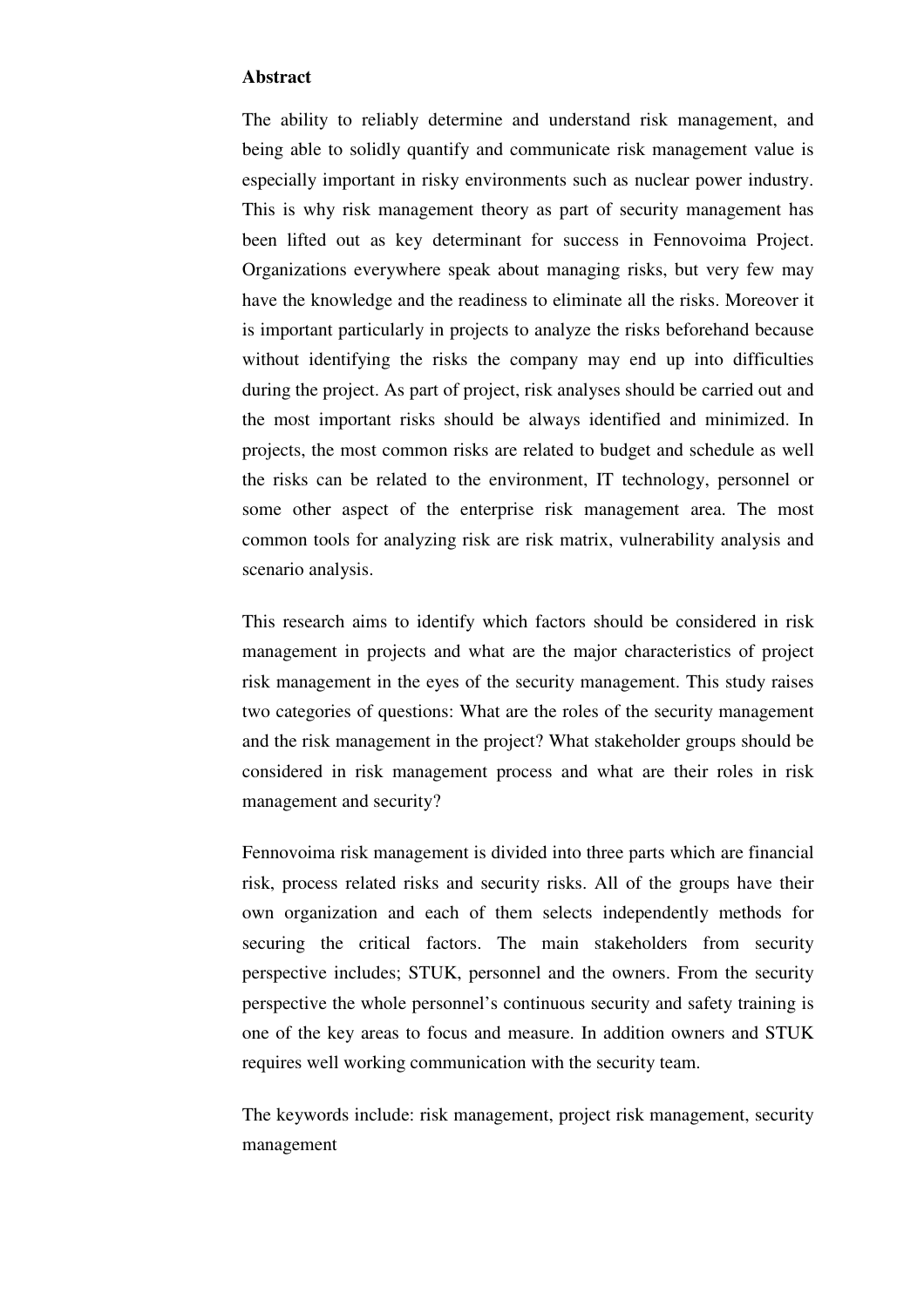**Abstract**

The ability to reliably determine and understand risk management, and being able to solidly quantify and communicate risk management value is especially important in risky environments such as nuclear power industry. This is why risk management theory as part of security management has been lifted out as key determinant for success in Fennovoima Project. Organizations everywhere speak about managing risks, but very few may have the knowledge and the readiness to eliminate all the risks. Moreover it is important particularly in projects to analyze the risks beforehand because without identifying the risks the company may end up into difficulties during the project. As part of project, risk analyses should be carried out and the most important risks should be always identified and minimized. In projects, the most common risks are related to budget and schedule as well the risks can be related to the environment, IT technology, personnel or some other aspect of the enterprise risk management area. The most common tools for analyzing risk are risk matrix, vulnerability analysis and scenario analysis.

This research aims to identify which factors should be considered in risk management in projects and what are the major characteristics of project risk management in the eyes of the security management. This study raises two categories of questions: What are the roles of the security management and the risk management in the project? What stakeholder groups should be considered in risk management process and what are their roles in risk management and security?

Fennovoima risk management is divided into three parts which are financial risk, process related risks and security risks. All of the groups have their own organization and each of them selects independently methods for securing the critical factors. The main stakeholders from security perspective includes; STUK, personnel and the owners. From the security perspective the whole personnel's continuous security and safety training is one of the key areas to focus and measure. In addition owners and STUK requires well working communication with the security team.

The keywords include: risk management, project risk management, security management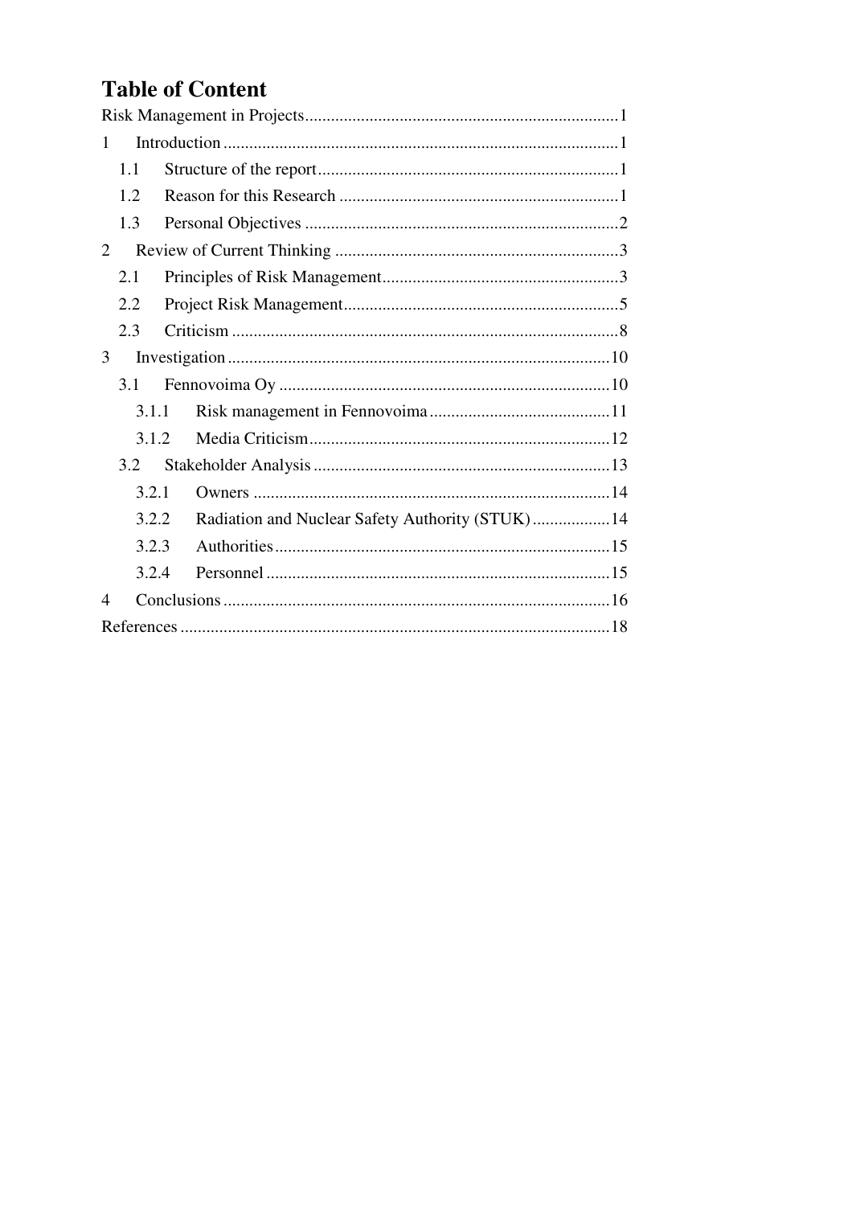# Table of Content

Risk Management in Projects........................................................................1

1 Introduction..........................................................................................1

1.1 Structure of the report.....................................................................1

1.2 Reason for this Research.................................................................1

1.3 Personal Objectives........................................................................2

2 Review of Current Thinking..................................................................3

2.1 Principles of Risk Management......................................................3

2.2 Project Risk Management...............................................................5

2.3 Criticism.........................................................................................8

3 Investigation........................................................................................10

3.1 Fennovoima Oy............................................................................10

3.1.1 Risk management in Fennovoima..........................................11

3.1.2 Media Criticism.....................................................................12

3.2 Stakeholder Analysis....................................................................13

3.2.1 Owners..................................................................................14

3.2.2 Radiation and Nuclear Safety Authority (STUK)..................14

3.2.3 Authorities.............................................................................15

3.2.4 Personnel...............................................................................15

4 Conclusions.........................................................................................16

References..................................................................................................18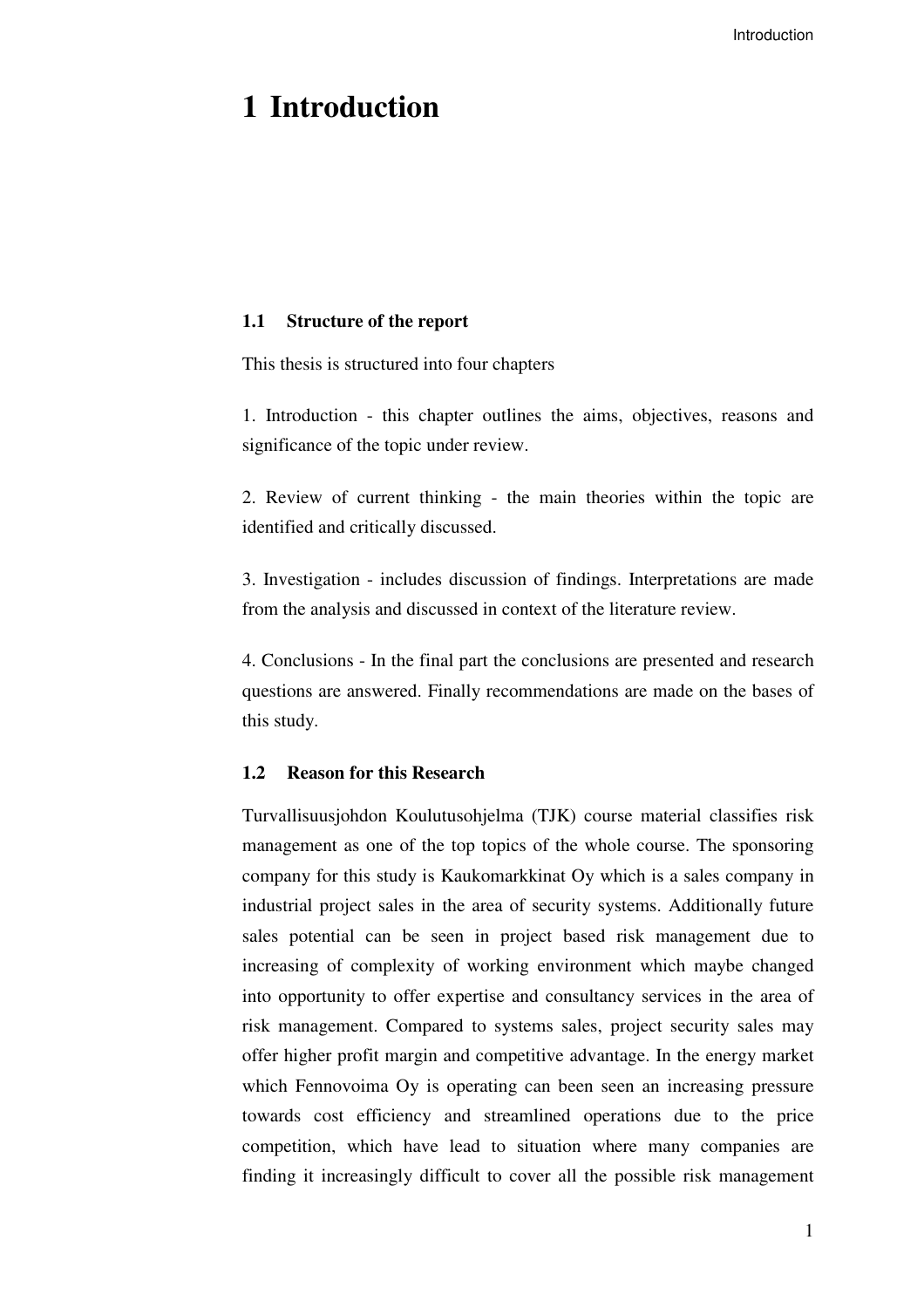# 1 Introduction

### 1.1 Structure of the report

This thesis is structured into four chapters

1. Introduction - this chapter outlines the aims, objectives, reasons and significance of the topic under review.

2. Review of current thinking - the main theories within the topic are identified and critically discussed.

3. Investigation - includes discussion of findings. Interpretations are made from the analysis and discussed in context of the literature review.

4. Conclusions - In the final part the conclusions are presented and research questions are answered. Finally recommendations are made on the bases of this study.

### 1.2 Reason for this Research

Turvallisuusjohdon Koulutusohjelma (TJK) course material classifies risk management as one of the top topics of the whole course. The sponsoring company for this study is Kaukomarkkinat Oy which is a sales company in industrial project sales in the area of security systems. Additionally future sales potential can be seen in project based risk management due to increasing of complexity of working environment which maybe changed into opportunity to offer expertise and consultancy services in the area of risk management. Compared to systems sales, project security sales may offer higher profit margin and competitive advantage. In the energy market which Fennovoima Oy is operating can been seen an increasing pressure towards cost efficiency and streamlined operations due to the price competition, which have lead to situation where many companies are finding it increasingly difficult to cover all the possible risk management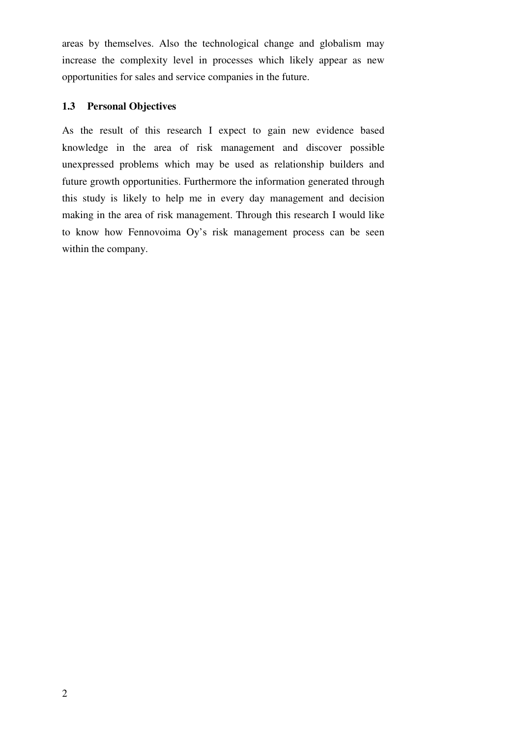areas by themselves. Also the technological change and globalism may increase the complexity level in processes which likely appear as new opportunities for sales and service companies in the future.

### 1.3 Personal Objectives

As the result of this research I expect to gain new evidence based knowledge in the area of risk management and discover possible unexpressed problems which may be used as relationship builders and future growth opportunities. Furthermore the information generated through this study is likely to help me in every day management and decision making in the area of risk management. Through this research I would like to know how Fennovoima Oy's risk management process can be seen within the company.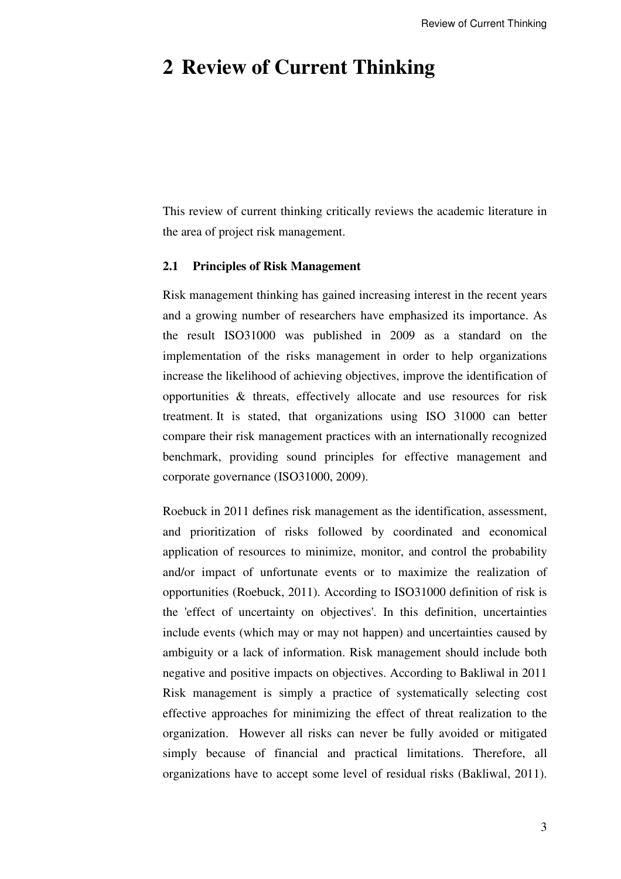# 2 Review of Current Thinking

This review of current thinking critically reviews the academic literature in the area of project risk management.

### 2.1 Principles of Risk Management

Risk management thinking has gained increasing interest in the recent years and a growing number of researchers have emphasized its importance. As the result ISO31000 was published in 2009 as a standard on the implementation of the risks management in order to help organizations increase the likelihood of achieving objectives, improve the identification of opportunities & threats, effectively allocate and use resources for risk treatment. It is stated, that organizations using ISO 31000 can better compare their risk management practices with an internationally recognized benchmark, providing sound principles for effective management and corporate governance (ISO31000, 2009).

Roebuck in 2011 defines risk management as the identification, assessment, and prioritization of risks followed by coordinated and economical application of resources to minimize, monitor, and control the probability and/or impact of unfortunate events or to maximize the realization of opportunities (Roebuck, 2011). According to ISO31000 definition of risk is the 'effect of uncertainty on objectives'. In this definition, uncertainties include events (which may or may not happen) and uncertainties caused by ambiguity or a lack of information. Risk management should include both negative and positive impacts on objectives. According to Bakliwal in 2011 Risk management is simply a practice of systematically selecting cost effective approaches for minimizing the effect of threat realization to the organization. However all risks can never be fully avoided or mitigated simply because of financial and practical limitations. Therefore, all organizations have to accept some level of residual risks (Bakliwal, 2011).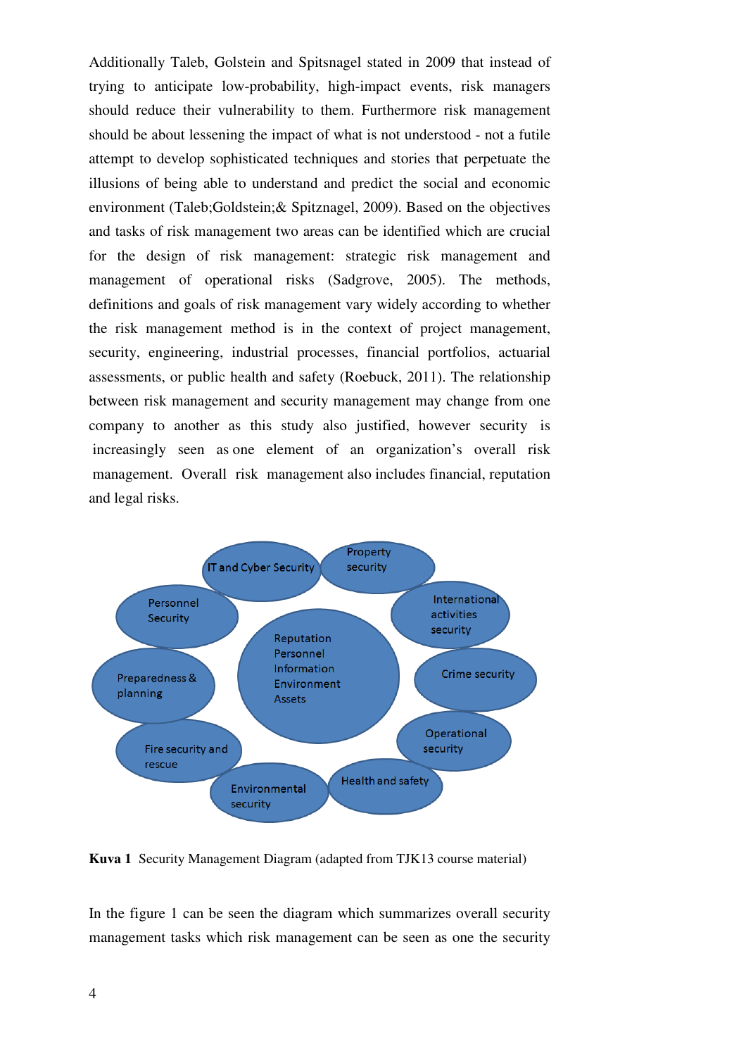Additionally Taleb, Golstein and Spitsnagel stated in 2009 that instead of trying to anticipate low-probability, high-impact events, risk managers should reduce their vulnerability to them. Furthermore risk management should be about lessening the impact of what is not understood - not a futile attempt to develop sophisticated techniques and stories that perpetuate the illusions of being able to understand and predict the social and economic environment (Taleb;Goldstein;& Spitznagel, 2009). Based on the objectives and tasks of risk management two areas can be identified which are crucial for the design of risk management: strategic risk management and management of operational risks (Sadgrove, 2005). The methods, definitions and goals of risk management vary widely according to whether the risk management method is in the context of project management, security, engineering, industrial processes, financial portfolios, actuarial assessments, or public health and safety (Roebuck, 2011). The relationship between risk management and security management may change from one company to another as this study also justified, however security is increasingly seen as one element of an organization's overall risk management. Overall risk management also includes financial, reputation and legal risks.

**Kuva 1** Security Management Diagram (adapted from TJK13 course material)

In the figure 1 can be seen the diagram which summarizes overall security management tasks which risk management can be seen as one the security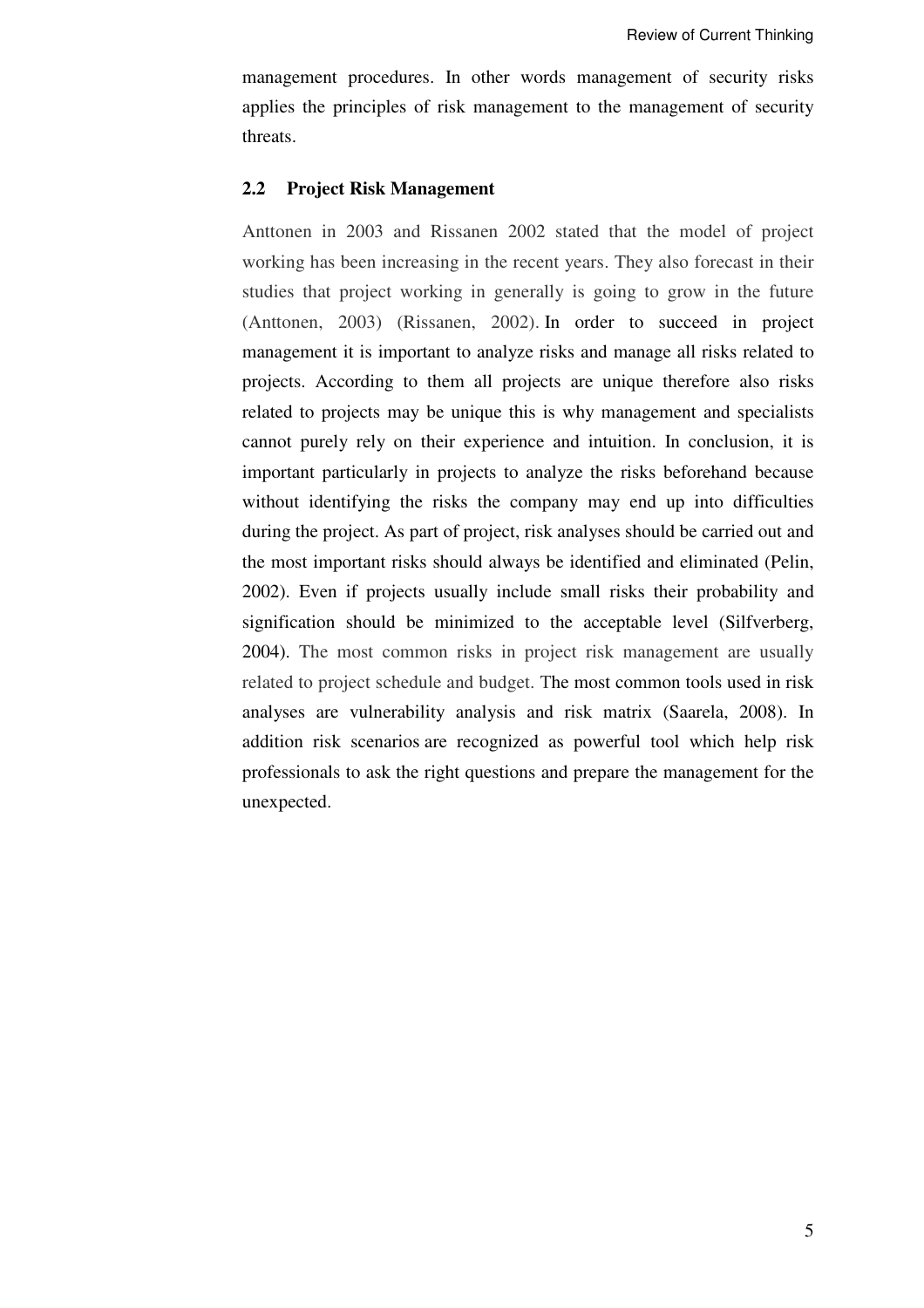management procedures. In other words management of security risks applies the principles of risk management to the management of security threats.

## 2.2 Project Risk Management

Anttonen in 2003 and Rissanen 2002 stated that the model of project working has been increasing in the recent years. They also forecast in their studies that project working in generally is going to grow in the future (Anttonen, 2003) (Rissanen, 2002). In order to succeed in project management it is important to analyze risks and manage all risks related to projects. According to them all projects are unique therefore also risks related to projects may be unique this is why management and specialists cannot purely rely on their experience and intuition. In conclusion, it is important particularly in projects to analyze the risks beforehand because without identifying the risks the company may end up into difficulties during the project. As part of project, risk analyses should be carried out and the most important risks should always be identified and eliminated (Pelin, 2002). Even if projects usually include small risks their probability and signification should be minimized to the acceptable level (Silfverberg, 2004). The most common risks in project risk management are usually related to project schedule and budget. The most common tools used in risk analyses are vulnerability analysis and risk matrix (Saarela, 2008). In addition risk scenarios are recognized as powerful tool which help risk professionals to ask the right questions and prepare the management for the unexpected.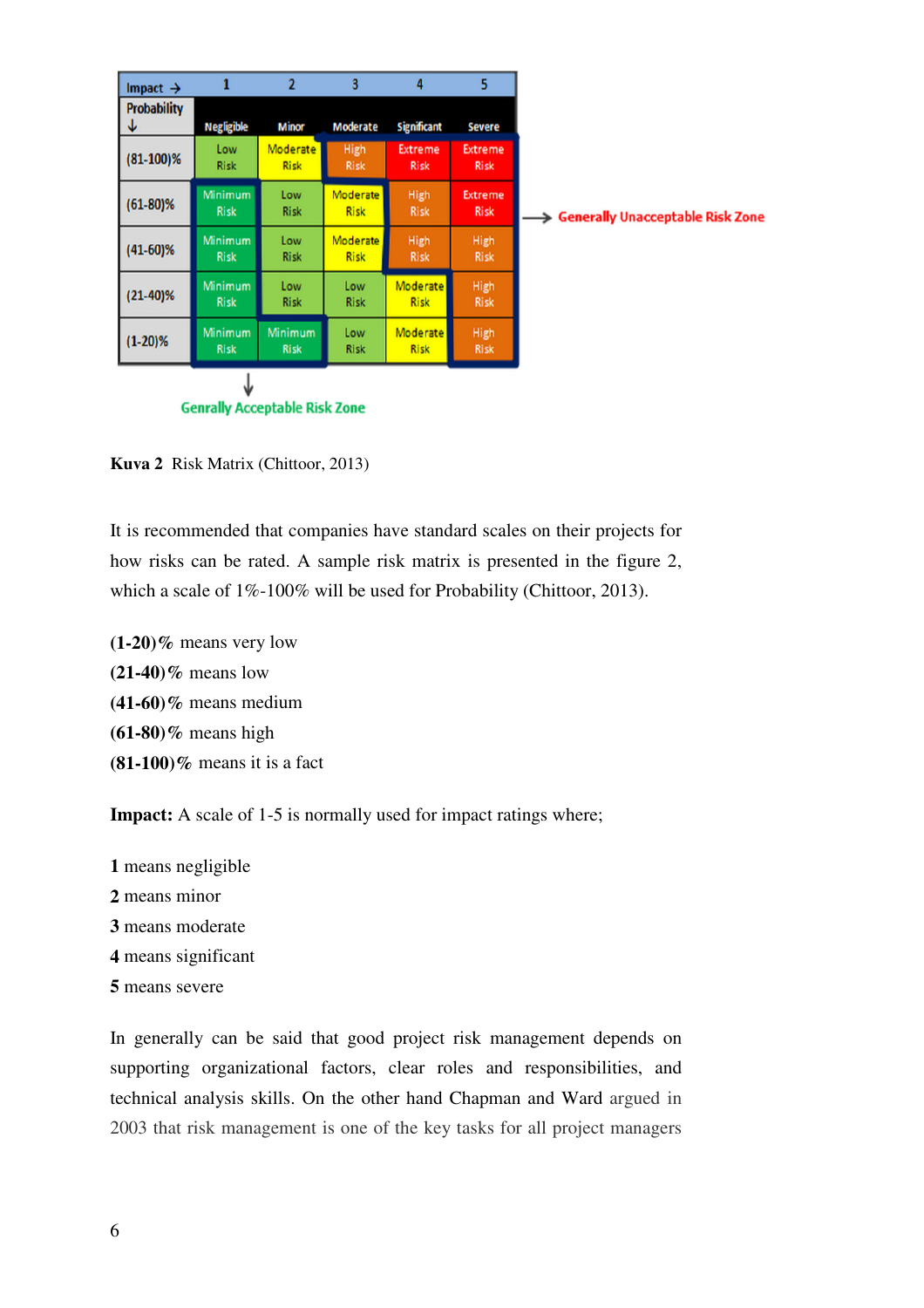| Impact → / Probability ↓ | 1 Negligible | 2 Minor | 3 Moderate | 4 Significant | 5 Severe |
|---|---|---|---|---|---|
| (81-100)% | Low Risk | Moderate Risk | High Risk | Extreme Risk | Extreme Risk |
| (61-80)% | Minimum Risk | Low Risk | Moderate Risk | High Risk | Extreme Risk |
| (41-60)% | Minimum Risk | Low Risk | Moderate Risk | High Risk | High Risk |
| (21-40)% | Minimum Risk | Low Risk | Low Risk | Moderate Risk | High Risk |
| (1-20)% | Minimum Risk | Minimum Risk | Low Risk | Moderate Risk | High Risk |

→ Generally Unacceptable Risk Zone

↓ Genrally Acceptable Risk Zone

**Kuva 2** Risk Matrix (Chittoor, 2013)

It is recommended that companies have standard scales on their projects for how risks can be rated. A sample risk matrix is presented in the figure 2, which a scale of 1%-100% will be used for Probability (Chittoor, 2013).

**(1-20)%** means very low
**(21-40)%** means low
**(41-60)%** means medium
**(61-80)%** means high
**(81-100)%** means it is a fact

**Impact:** A scale of 1-5 is normally used for impact ratings where;

**1** means negligible
**2** means minor
**3** means moderate
**4** means significant
**5** means severe

In generally can be said that good project risk management depends on supporting organizational factors, clear roles and responsibilities, and technical analysis skills. On the other hand Chapman and Ward argued in 2003 that risk management is one of the key tasks for all project managers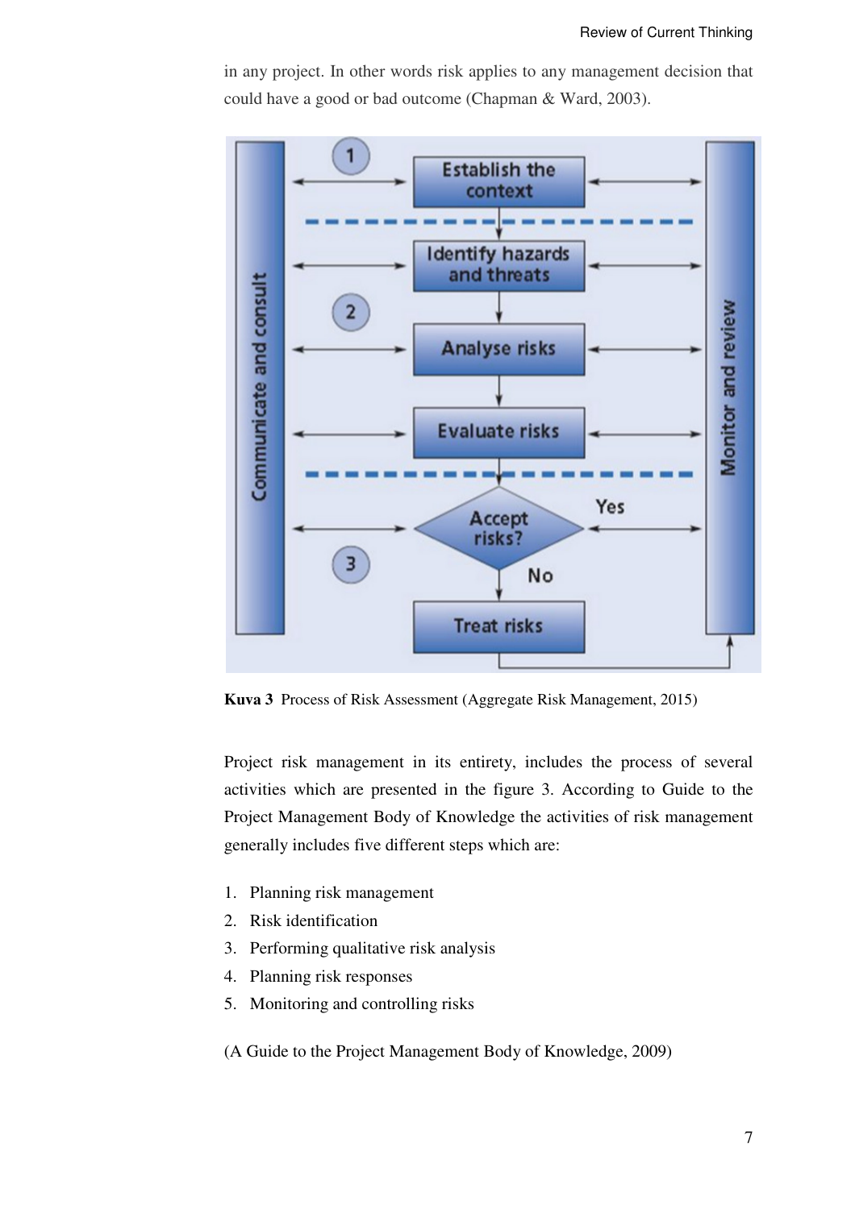in any project. In other words risk applies to any management decision that could have a good or bad outcome (Chapman & Ward, 2003).

**Kuva 3** Process of Risk Assessment (Aggregate Risk Management, 2015)

Project risk management in its entirety, includes the process of several activities which are presented in the figure 3. According to Guide to the Project Management Body of Knowledge the activities of risk management generally includes five different steps which are:

1. Planning risk management
2. Risk identification
3. Performing qualitative risk analysis
4. Planning risk responses
5. Monitoring and controlling risks

(A Guide to the Project Management Body of Knowledge, 2009)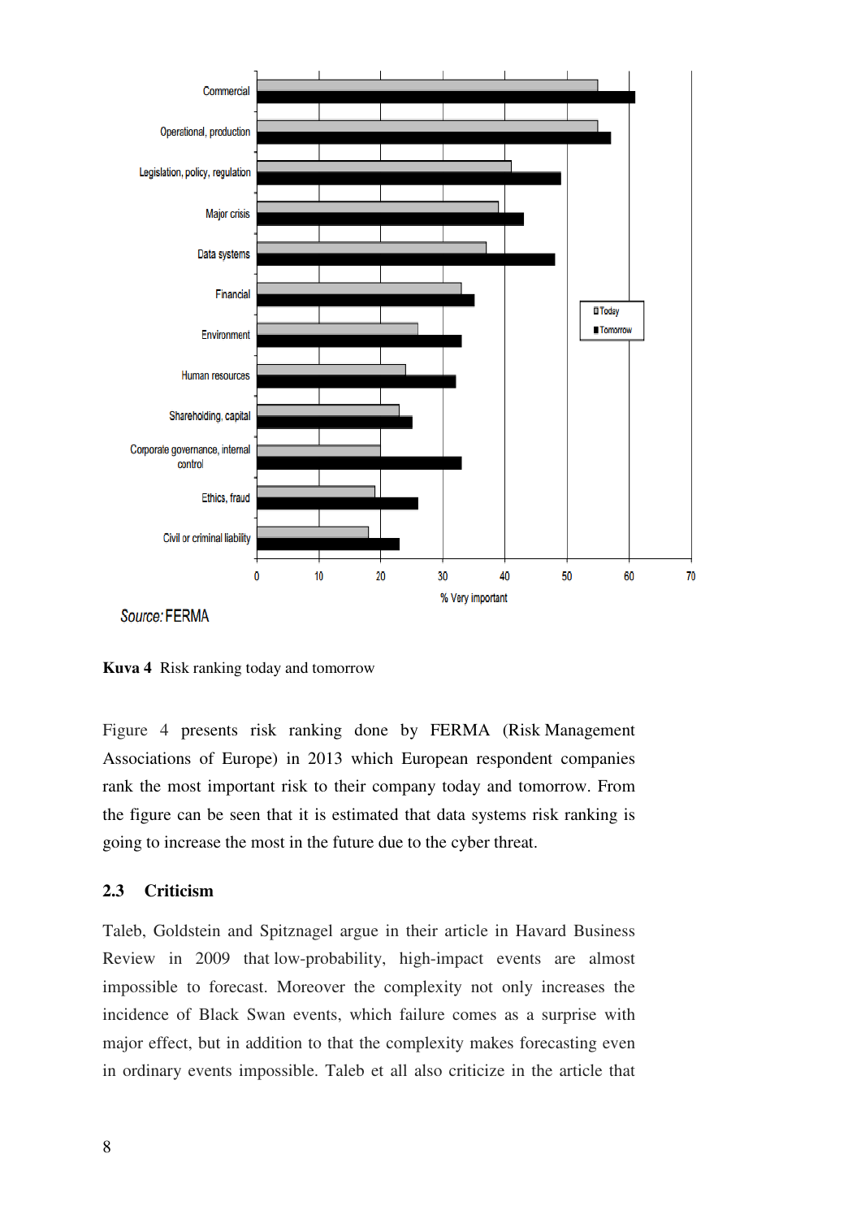Kuva 4 Risk ranking today and tomorrow

Figure 4 presents risk ranking done by FERMA (Risk Management Associations of Europe) in 2013 which European respondent companies rank the most important risk to their company today and tomorrow. From the figure can be seen that it is estimated that data systems risk ranking is going to increase the most in the future due to the cyber threat.

## 2.3 Criticism

Taleb, Goldstein and Spitznagel argue in their article in Havard Business Review in 2009 that low-probability, high-impact events are almost impossible to forecast. Moreover the complexity not only increases the incidence of Black Swan events, which failure comes as a surprise with major effect, but in addition to that the complexity makes forecasting even in ordinary events impossible. Taleb et all also criticize in the article that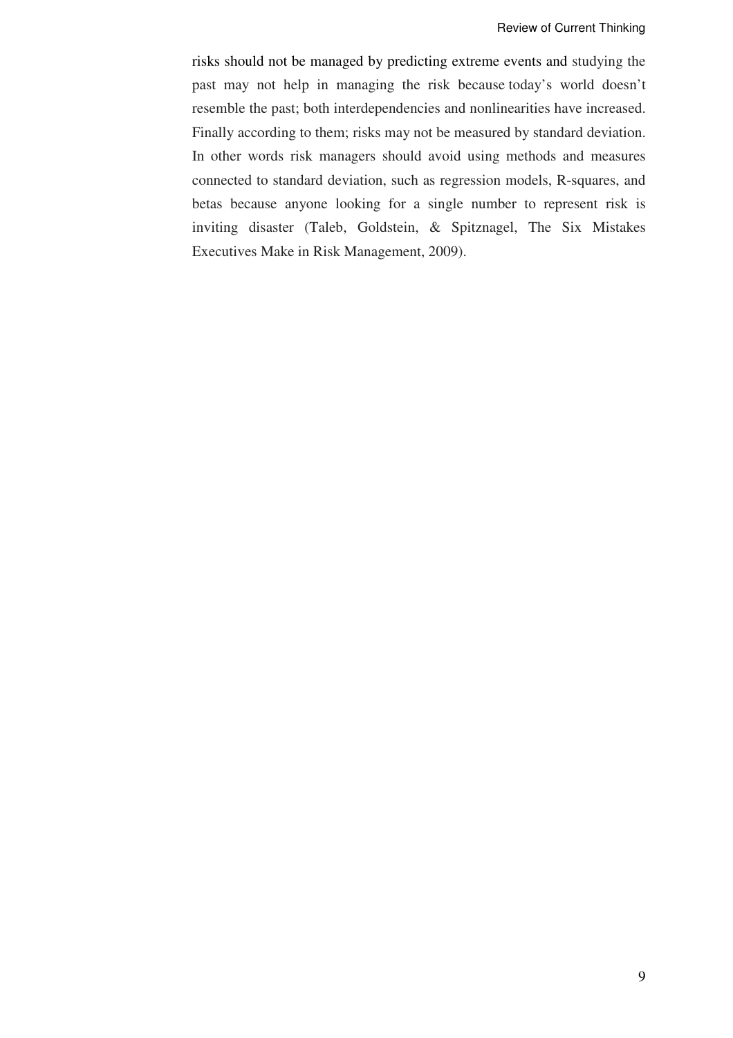risks should not be managed by predicting extreme events and studying the past may not help in managing the risk because today's world doesn't resemble the past; both interdependencies and nonlinearities have increased. Finally according to them; risks may not be measured by standard deviation. In other words risk managers should avoid using methods and measures connected to standard deviation, such as regression models, R-squares, and betas because anyone looking for a single number to represent risk is inviting disaster (Taleb, Goldstein, & Spitznagel, The Six Mistakes Executives Make in Risk Management, 2009).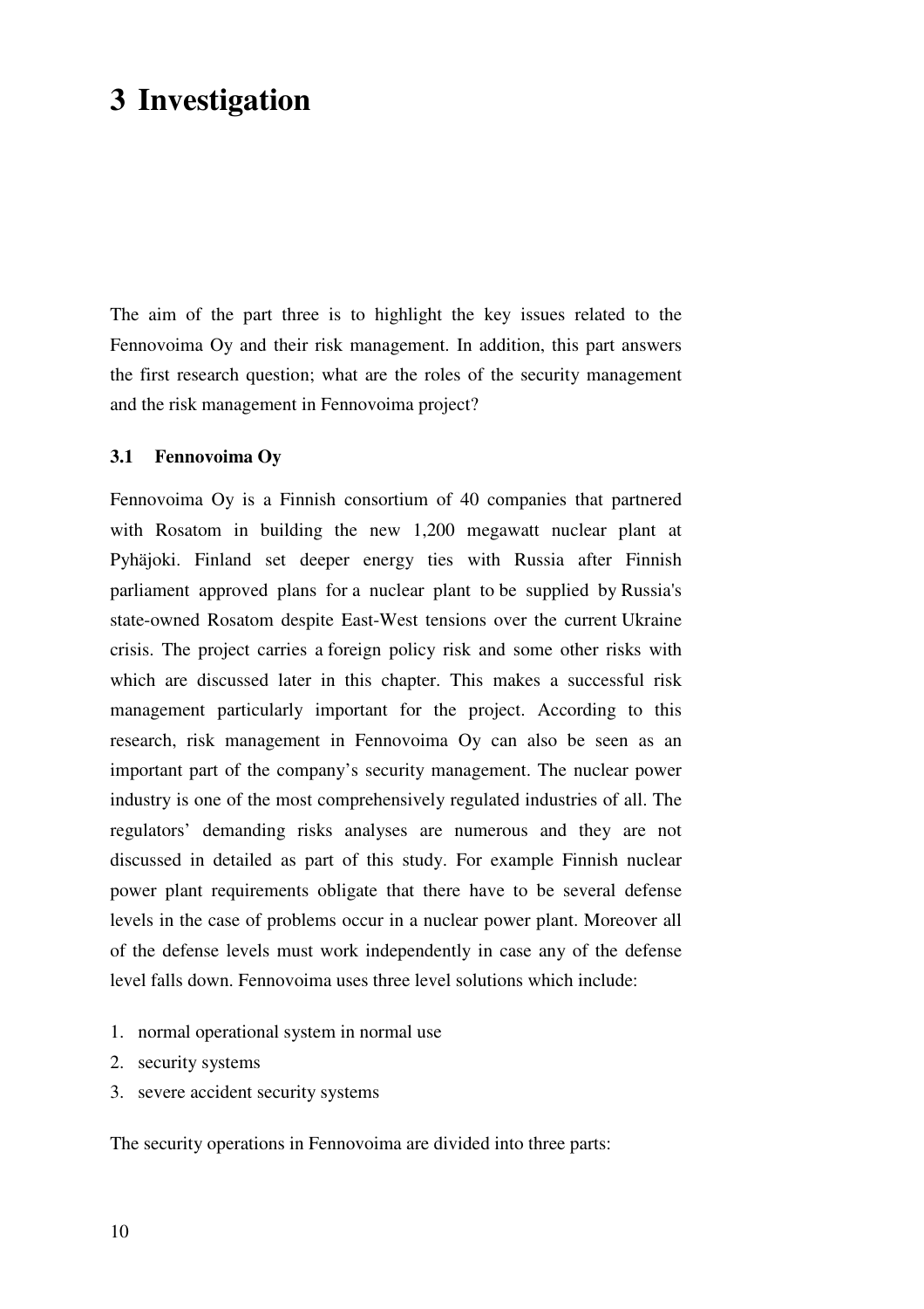# 3 Investigation

The aim of the part three is to highlight the key issues related to the Fennovoima Oy and their risk management. In addition, this part answers the first research question; what are the roles of the security management and the risk management in Fennovoima project?

### 3.1 Fennovoima Oy

Fennovoima Oy is a Finnish consortium of 40 companies that partnered with Rosatom in building the new 1,200 megawatt nuclear plant at Pyhäjoki. Finland set deeper energy ties with Russia after Finnish parliament approved plans for a nuclear plant to be supplied by Russia's state-owned Rosatom despite East-West tensions over the current Ukraine crisis. The project carries a foreign policy risk and some other risks with which are discussed later in this chapter. This makes a successful risk management particularly important for the project. According to this research, risk management in Fennovoima Oy can also be seen as an important part of the company's security management. The nuclear power industry is one of the most comprehensively regulated industries of all. The regulators' demanding risks analyses are numerous and they are not discussed in detailed as part of this study. For example Finnish nuclear power plant requirements obligate that there have to be several defense levels in the case of problems occur in a nuclear power plant. Moreover all of the defense levels must work independently in case any of the defense level falls down. Fennovoima uses three level solutions which include:

1. normal operational system in normal use
2. security systems
3. severe accident security systems

The security operations in Fennovoima are divided into three parts: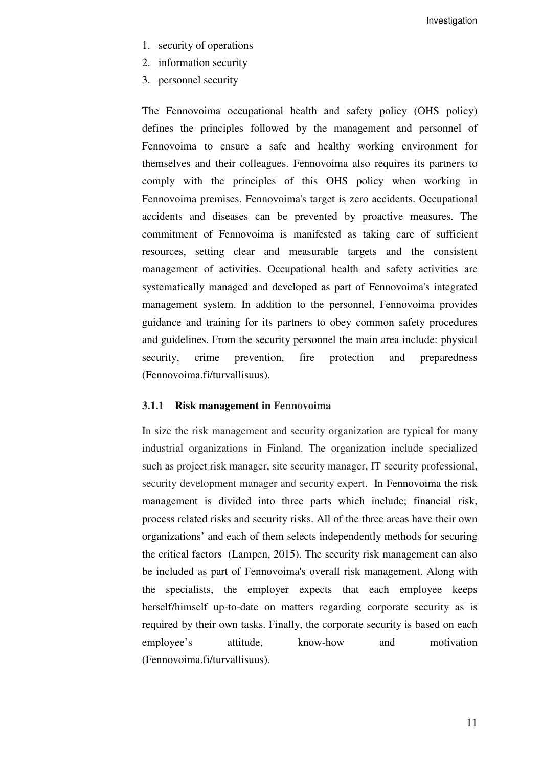1. security of operations
2. information security
3. personnel security

The Fennovoima occupational health and safety policy (OHS policy) defines the principles followed by the management and personnel of Fennovoima to ensure a safe and healthy working environment for themselves and their colleagues. Fennovoima also requires its partners to comply with the principles of this OHS policy when working in Fennovoima premises. Fennovoima's target is zero accidents. Occupational accidents and diseases can be prevented by proactive measures. The commitment of Fennovoima is manifested as taking care of sufficient resources, setting clear and measurable targets and the consistent management of activities. Occupational health and safety activities are systematically managed and developed as part of Fennovoima's integrated management system. In addition to the personnel, Fennovoima provides guidance and training for its partners to obey common safety procedures and guidelines. From the security personnel the main area include: physical security, crime prevention, fire protection and preparedness (Fennovoima.fi/turvallisuus).

### 3.1.1 Risk management in Fennovoima

In size the risk management and security organization are typical for many industrial organizations in Finland. The organization include specialized such as project risk manager, site security manager, IT security professional, security development manager and security expert. In Fennovoima the risk management is divided into three parts which include; financial risk, process related risks and security risks. All of the three areas have their own organizations' and each of them selects independently methods for securing the critical factors (Lampen, 2015). The security risk management can also be included as part of Fennovoima's overall risk management. Along with the specialists, the employer expects that each employee keeps herself/himself up-to-date on matters regarding corporate security as is required by their own tasks. Finally, the corporate security is based on each employee's attitude, know-how and motivation (Fennovoima.fi/turvallisuus).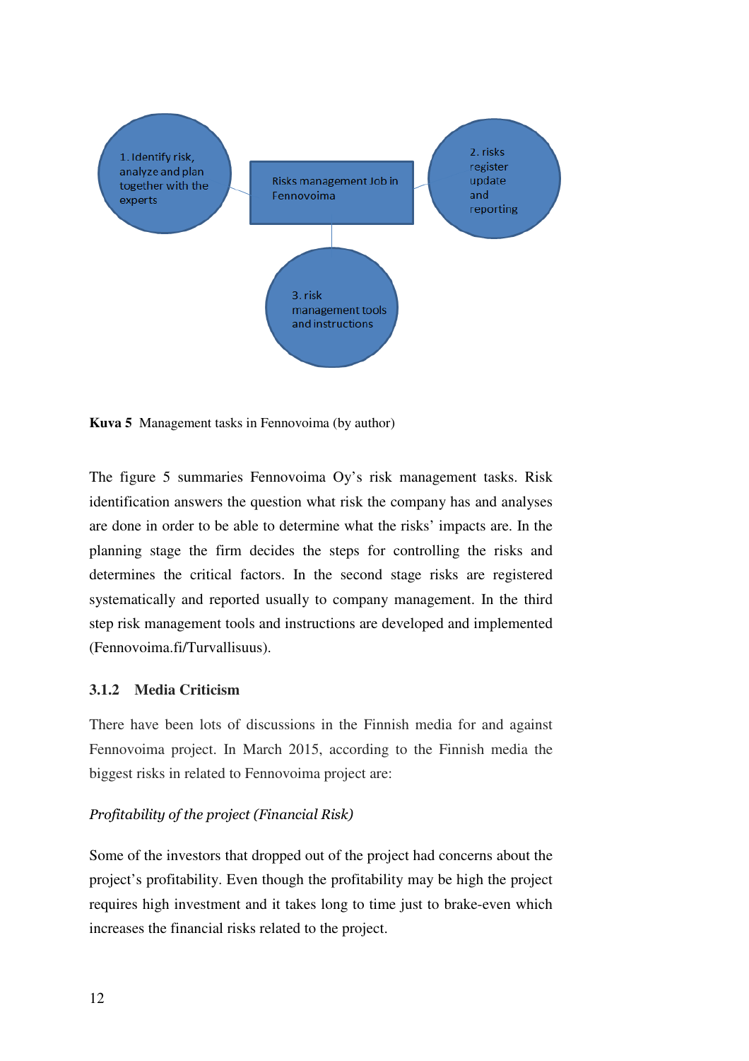1. Identify risk, analyze and plan together with the experts

Risks management Job in Fennovoima

2. risks register update and reporting

3. risk management tools and instructions

**Kuva 5** Management tasks in Fennovoima (by author)

The figure 5 summaries Fennovoima Oy's risk management tasks. Risk identification answers the question what risk the company has and analyses are done in order to be able to determine what the risks' impacts are. In the planning stage the firm decides the steps for controlling the risks and determines the critical factors. In the second stage risks are registered systematically and reported usually to company management. In the third step risk management tools and instructions are developed and implemented (Fennovoima.fi/Turvallisuus).

### 3.1.2 Media Criticism

There have been lots of discussions in the Finnish media for and against Fennovoima project. In March 2015, according to the Finnish media the biggest risks in related to Fennovoima project are:

*Profitability of the project (Financial Risk)*

Some of the investors that dropped out of the project had concerns about the project's profitability. Even though the profitability may be high the project requires high investment and it takes long to time just to brake-even which increases the financial risks related to the project.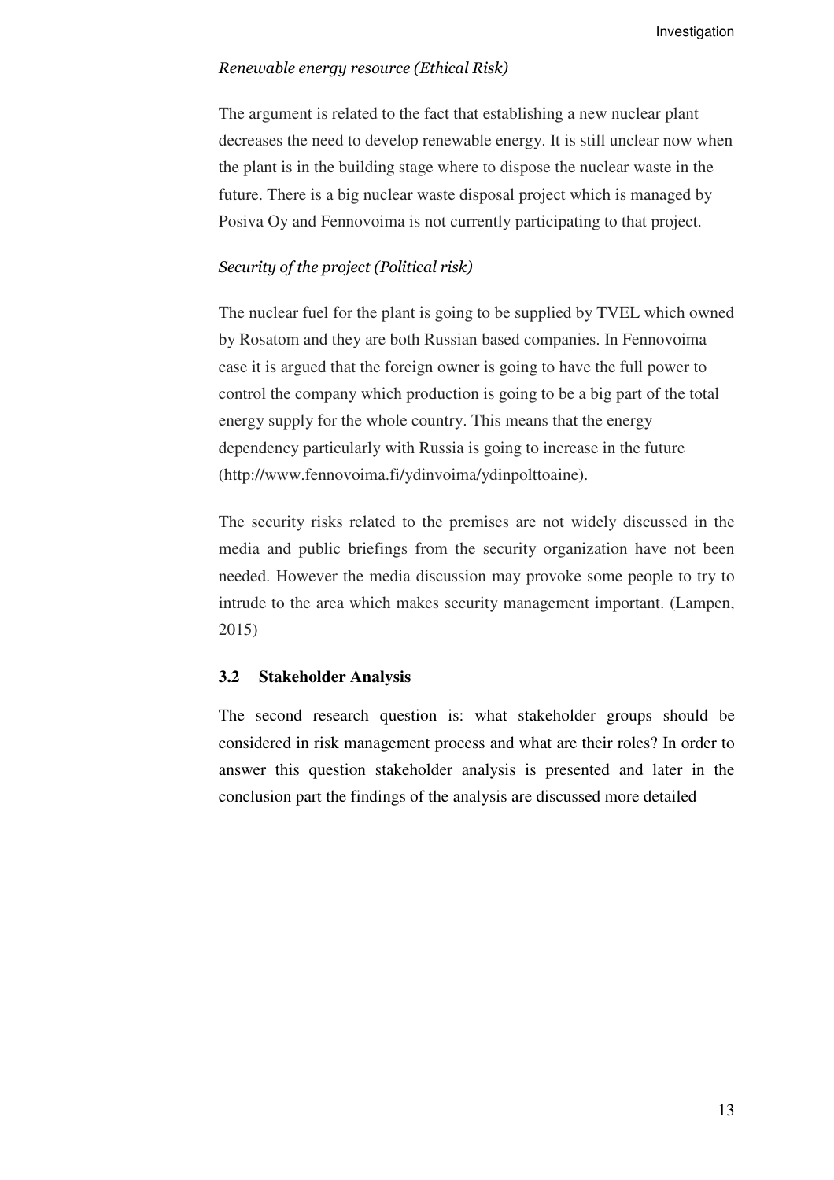*Renewable energy resource (Ethical Risk)*

The argument is related to the fact that establishing a new nuclear plant decreases the need to develop renewable energy. It is still unclear now when the plant is in the building stage where to dispose the nuclear waste in the future. There is a big nuclear waste disposal project which is managed by Posiva Oy and Fennovoima is not currently participating to that project.

*Security of the project (Political risk)*

The nuclear fuel for the plant is going to be supplied by TVEL which owned by Rosatom and they are both Russian based companies. In Fennovoima case it is argued that the foreign owner is going to have the full power to control the company which production is going to be a big part of the total energy supply for the whole country. This means that the energy dependency particularly with Russia is going to increase in the future (http://www.fennovoima.fi/ydinvoima/ydinpolttoaine).

The security risks related to the premises are not widely discussed in the media and public briefings from the security organization have not been needed. However the media discussion may provoke some people to try to intrude to the area which makes security management important. (Lampen, 2015)

## 3.2 Stakeholder Analysis

The second research question is: what stakeholder groups should be considered in risk management process and what are their roles? In order to answer this question stakeholder analysis is presented and later in the conclusion part the findings of the analysis are discussed more detailed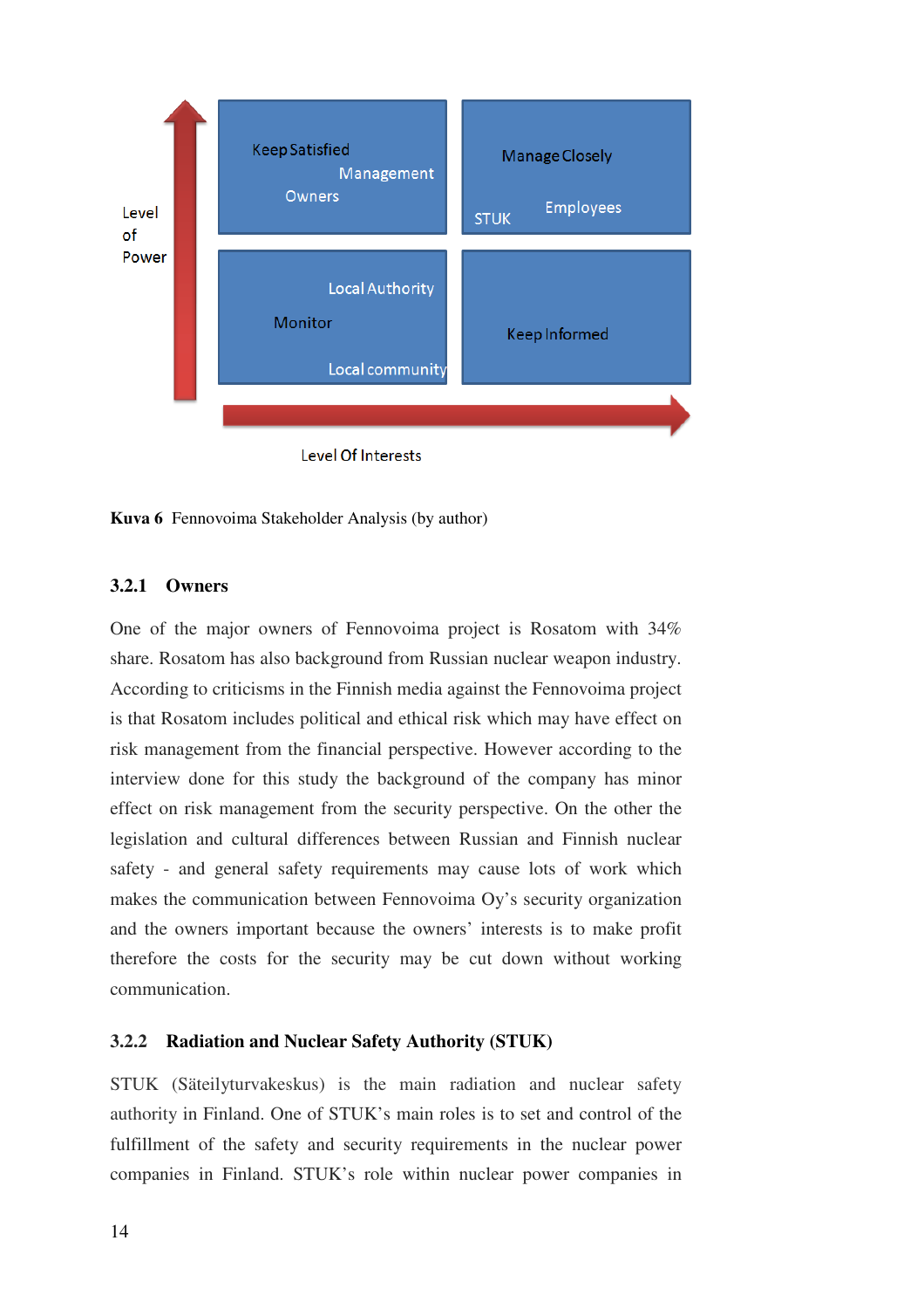Level of Power

| Keep Satisfied<br>Management<br>Owners | Manage Closely<br>STUK Employees |
| --- | --- |
| Local Authority<br>Monitor<br>Local community | Keep Informed |

Level Of Interests

**Kuva 6** Fennovoima Stakeholder Analysis (by author)

### 3.2.1 Owners

One of the major owners of Fennovoima project is Rosatom with 34% share. Rosatom has also background from Russian nuclear weapon industry. According to criticisms in the Finnish media against the Fennovoima project is that Rosatom includes political and ethical risk which may have effect on risk management from the financial perspective. However according to the interview done for this study the background of the company has minor effect on risk management from the security perspective. On the other the legislation and cultural differences between Russian and Finnish nuclear safety - and general safety requirements may cause lots of work which makes the communication between Fennovoima Oy's security organization and the owners important because the owners' interests is to make profit therefore the costs for the security may be cut down without working communication.

### 3.2.2 Radiation and Nuclear Safety Authority (STUK)

STUK (Säteilyturvakeskus) is the main radiation and nuclear safety authority in Finland. One of STUK's main roles is to set and control of the fulfillment of the safety and security requirements in the nuclear power companies in Finland. STUK's role within nuclear power companies in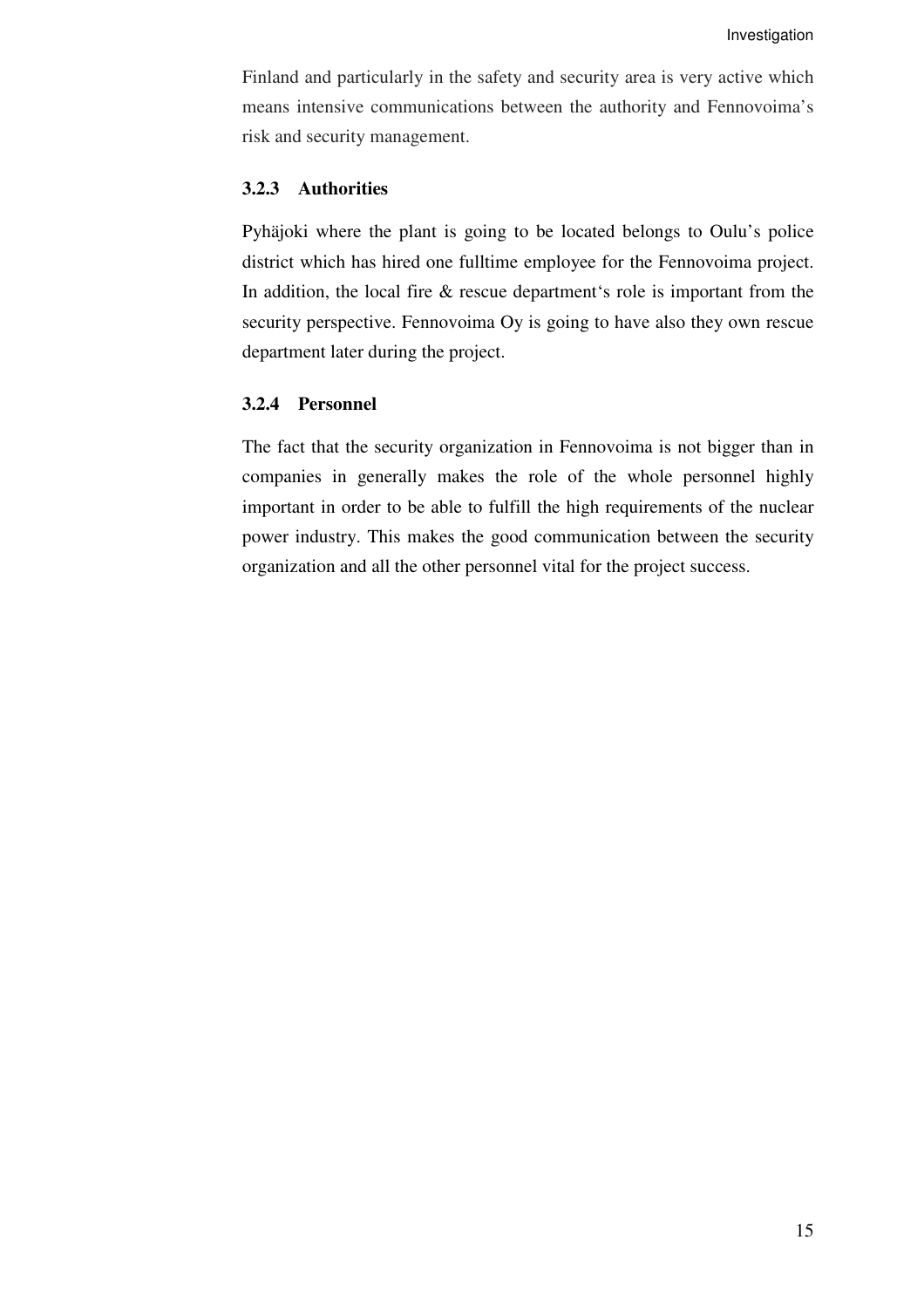Finland and particularly in the safety and security area is very active which means intensive communications between the authority and Fennovoima's risk and security management.

### 3.2.3 Authorities

Pyhäjoki where the plant is going to be located belongs to Oulu's police district which has hired one fulltime employee for the Fennovoima project. In addition, the local fire & rescue department's role is important from the security perspective. Fennovoima Oy is going to have also they own rescue department later during the project.

### 3.2.4 Personnel

The fact that the security organization in Fennovoima is not bigger than in companies in generally makes the role of the whole personnel highly important in order to be able to fulfill the high requirements of the nuclear power industry. This makes the good communication between the security organization and all the other personnel vital for the project success.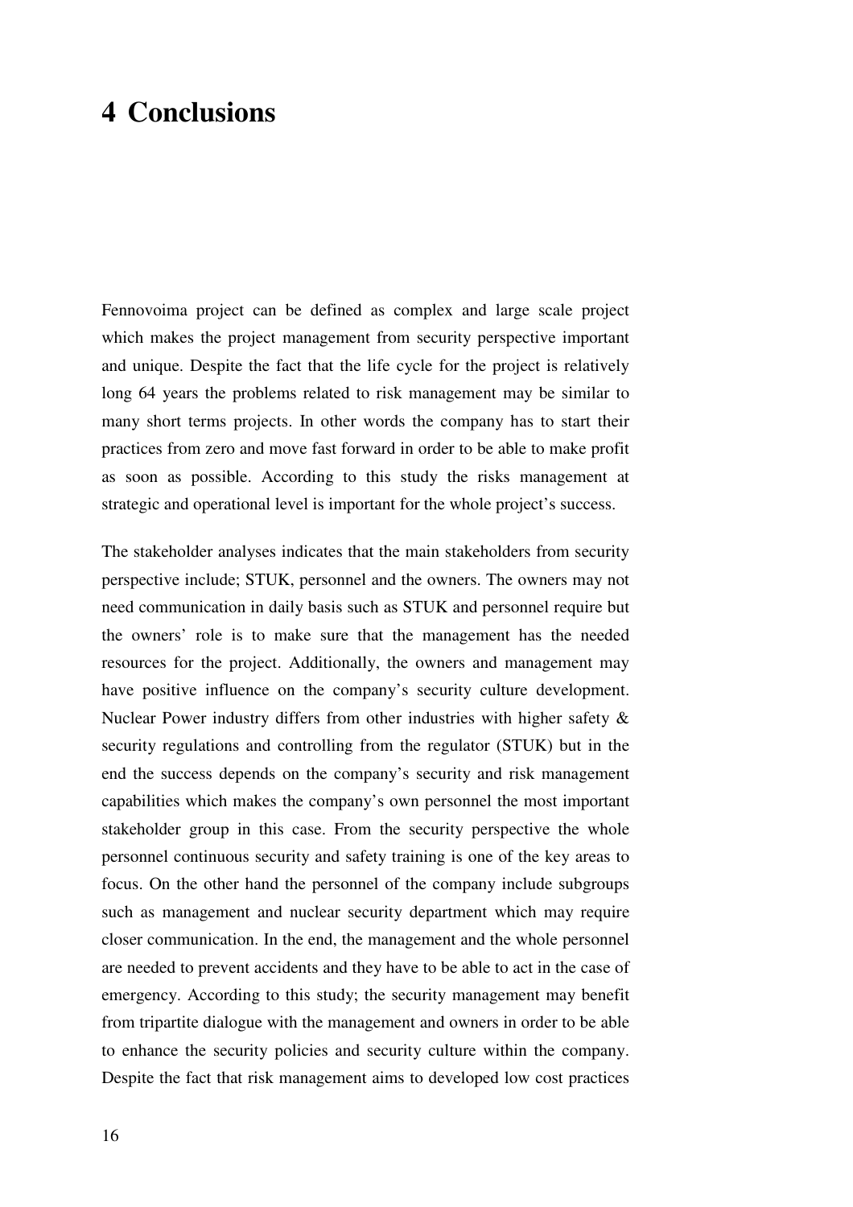# 4 Conclusions

Fennovoima project can be defined as complex and large scale project which makes the project management from security perspective important and unique. Despite the fact that the life cycle for the project is relatively long 64 years the problems related to risk management may be similar to many short terms projects. In other words the company has to start their practices from zero and move fast forward in order to be able to make profit as soon as possible. According to this study the risks management at strategic and operational level is important for the whole project's success.

The stakeholder analyses indicates that the main stakeholders from security perspective include; STUK, personnel and the owners. The owners may not need communication in daily basis such as STUK and personnel require but the owners' role is to make sure that the management has the needed resources for the project. Additionally, the owners and management may have positive influence on the company's security culture development. Nuclear Power industry differs from other industries with higher safety & security regulations and controlling from the regulator (STUK) but in the end the success depends on the company's security and risk management capabilities which makes the company's own personnel the most important stakeholder group in this case. From the security perspective the whole personnel continuous security and safety training is one of the key areas to focus. On the other hand the personnel of the company include subgroups such as management and nuclear security department which may require closer communication. In the end, the management and the whole personnel are needed to prevent accidents and they have to be able to act in the case of emergency. According to this study; the security management may benefit from tripartite dialogue with the management and owners in order to be able to enhance the security policies and security culture within the company. Despite the fact that risk management aims to developed low cost practices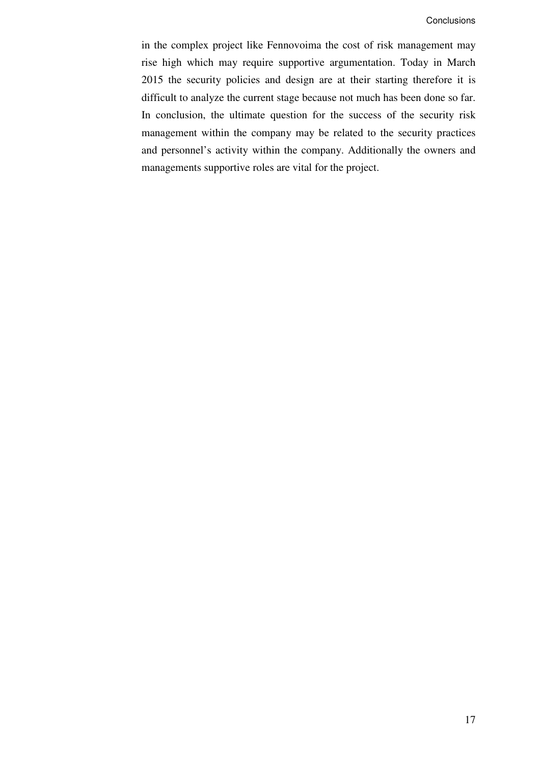in the complex project like Fennovoima the cost of risk management may rise high which may require supportive argumentation. Today in March 2015 the security policies and design are at their starting therefore it is difficult to analyze the current stage because not much has been done so far. In conclusion, the ultimate question for the success of the security risk management within the company may be related to the security practices and personnel's activity within the company. Additionally the owners and managements supportive roles are vital for the project.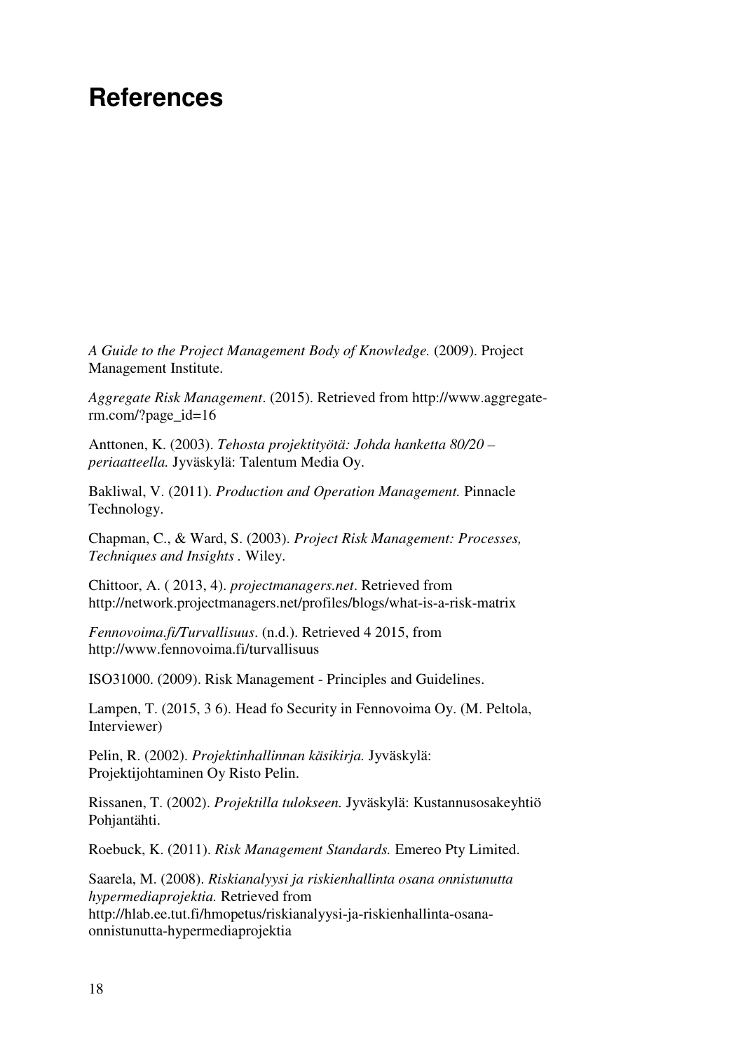# References

*A Guide to the Project Management Body of Knowledge.* (2009). Project Management Institute.

*Aggregate Risk Management*. (2015). Retrieved from http://www.aggregate-rm.com/?page_id=16

Anttonen, K. (2003). *Tehosta projektityötä: Johda hanketta 80/20 –periaatteella.* Jyväskylä: Talentum Media Oy.

Bakliwal, V. (2011). *Production and Operation Management.* Pinnacle Technology.

Chapman, C., & Ward, S. (2003). *Project Risk Management: Processes, Techniques and Insights* . Wiley.

Chittoor, A. ( 2013, 4). *projectmanagers.net*. Retrieved from http://network.projectmanagers.net/profiles/blogs/what-is-a-risk-matrix

*Fennovoima.fi/Turvallisuus*. (n.d.). Retrieved 4 2015, from http://www.fennovoima.fi/turvallisuus

ISO31000. (2009). Risk Management - Principles and Guidelines.

Lampen, T. (2015, 3 6). Head fo Security in Fennovoima Oy. (M. Peltola, Interviewer)

Pelin, R. (2002). *Projektinhallinnan käsikirja.* Jyväskylä: Projektijohtaminen Oy Risto Pelin.

Rissanen, T. (2002). *Projektilla tulokseen.* Jyväskylä: Kustannusosakeyhtiö Pohjantähti.

Roebuck, K. (2011). *Risk Management Standards.* Emereo Pty Limited.

Saarela, M. (2008). *Riskianalyysi ja riskienhallinta osana onnistunutta hypermediaprojektia.* Retrieved from http://hlab.ee.tut.fi/hmopetus/riskianalyysi-ja-riskienhallinta-osana-onnistunutta-hypermediaprojektia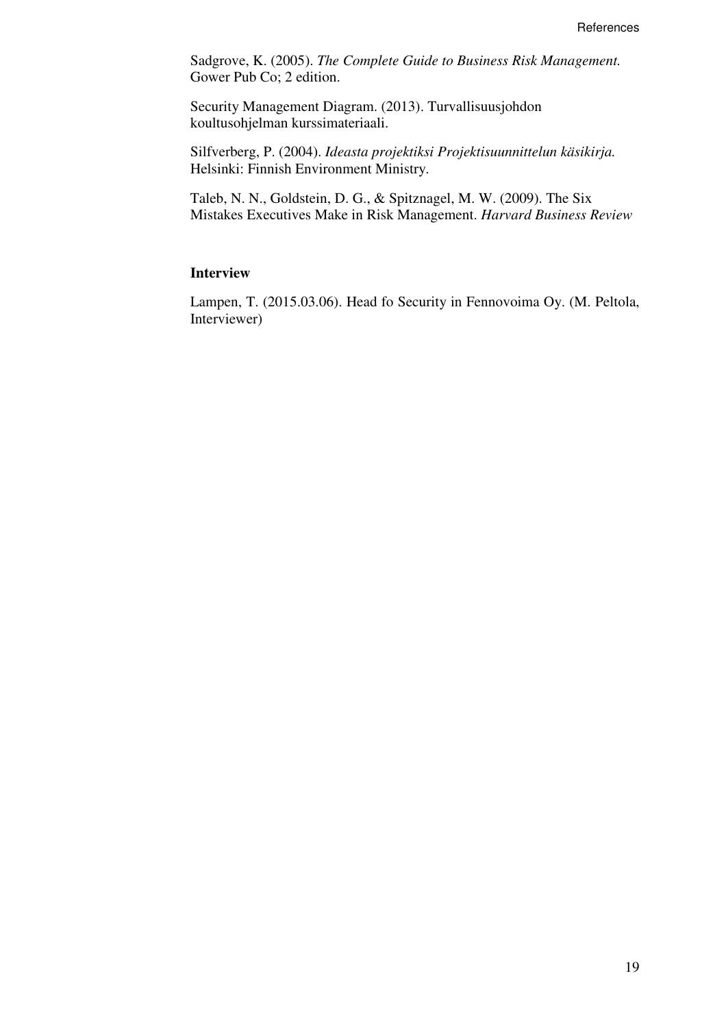Sadgrove, K. (2005). *The Complete Guide to Business Risk Management.* Gower Pub Co; 2 edition.

Security Management Diagram. (2013). Turvallisuusjohdon koultusohjelman kurssimateriaali.

Silfverberg, P. (2004). *Ideasta projektiksi Projektisuunnittelun käsikirja.* Helsinki: Finnish Environment Ministry.

Taleb, N. N., Goldstein, D. G., & Spitznagel, M. W. (2009). The Six Mistakes Executives Make in Risk Management. *Harvard Business Review*

### Interview

Lampen, T. (2015.03.06). Head fo Security in Fennovoima Oy. (M. Peltola, Interviewer)